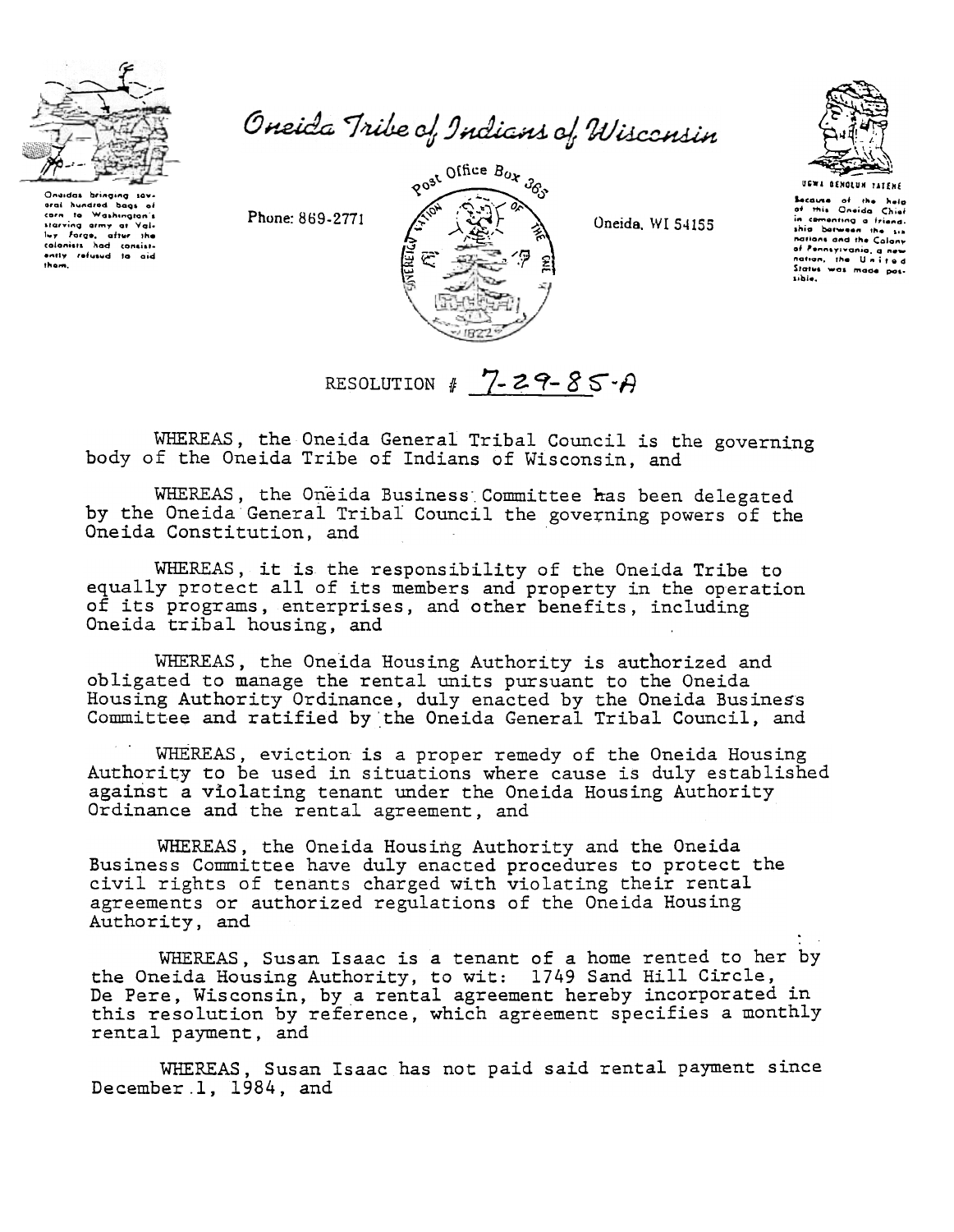Oneidas bringing several hundred bags of corn to Washington's starving army at Valley Forge, after the colonists had consistently refused to aid them.

# Oneida Tribe of Indians of Wisconsin

Phone: 869-2771

Post Office Box 365

Oneida, WI 54155

UGWA DEMOLUM YATEHE

Because of the help of this Oneida Chief in cementing a friendship between the six nations and the Colony of Pennsylvania, a new nation, the United States was made possible.

## RESOLUTION # 7-29-85-A

WHEREAS, the Oneida General Tribal Council is the governing body of the Oneida Tribe of Indians of Wisconsin, and

WHEREAS, the Oneida Business Committee has been delegated by the Oneida General Tribal Council the governing powers of the Oneida Constitution, and

WHEREAS, it is the responsibility of the Oneida Tribe to equally protect all of its members and property in the operation of its programs, enterprises, and other benefits, including Oneida tribal housing, and

WHEREAS, the Oneida Housing Authority is authorized and obligated to manage the rental units pursuant to the Oneida Housing Authority Ordinance, duly enacted by the Oneida Business Committee and ratified by the Oneida General Tribal Council, and

WHEREAS, eviction is a proper remedy of the Oneida Housing Authority to be used in situations where cause is duly established against a violating tenant under the Oneida Housing Authority Ordinance and the rental agreement, and

WHEREAS, the Oneida Housing Authority and the Oneida Business Committee have duly enacted procedures to protect the civil rights of tenants charged with violating their rental agreements or authorized regulations of the Oneida Housing Authority, and

WHEREAS, Susan Isaac is a tenant of a home rented to her by the Oneida Housing Authority, to wit: 1749 Sand Hill Circle, De Pere, Wisconsin, by a rental agreement hereby incorporated in this resolution by reference, which agreement specifies a monthly rental payment, and

WHEREAS, Susan Isaac has not paid said rental payment since December 1, 1984, and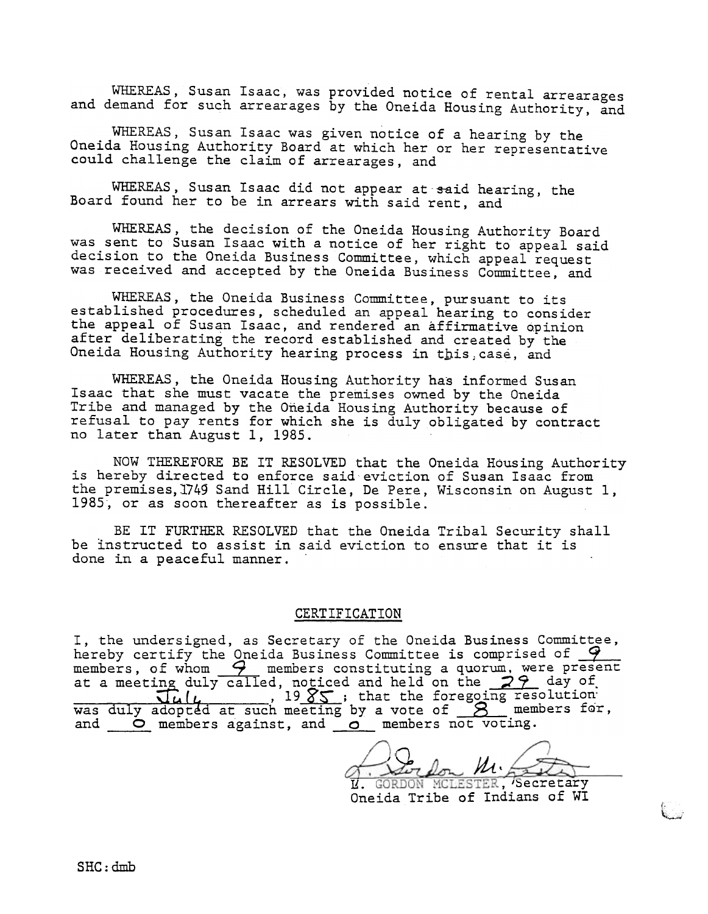WHEREAS, Susan Isaac, was provided notice of rental arrearages and demand for such arrearages by the Oneida Housing Authority, and

WHEREAS, Susan Isaac was given notice of a hearing by the Oneida Housing Authority Board at which her or her representative could challenge the claim of arrearages, and

WHEREAS, Susan Isaac did not appear at said hearing, the Board found her to be in arrears with said rent, and

WHEREAS, the decision of the Oneida Housing Authority Board was sent to Susan Isaac with a notice of her right to appeal said decision to the Oneida Business Committee, which appeal request was received and accepted by the Oneida Business Committee, and

WHEREAS, the Oneida Business Committee, pursuant to its established procedures, scheduled an appeal hearing to consider the appeal of Susan Isaac, and rendered an affirmative opinion after deliberating the record established and created by the Oneida Housing Authority hearing process in this case, and

WHEREAS, the Oneida Housing Authority has informed Susan Isaac that she must vacate the premises owned by the Oneida Tribe and managed by the Oneida Housing Authority because of refusal to pay rents for which she is duly obligated by contract no later than August 1, 1985.

NOW THEREFORE BE IT RESOLVED that the Oneida Housing Authority is hereby directed to enforce said eviction of Susan Isaac from the premises, 1749 Sand Hill Circle, De Pere, Wisconsin on August 1, 1985, or as soon thereafter as is possible.

BE IT FURTHER RESOLVED that the Oneida Tribal Security shall be instructed to assist in said eviction to ensure that it is done in a peaceful manner.

## CERTIFICATION

I, the undersigned, as Secretary of the Oneida Business Committee, hereby certify the Oneida Business Committee is comprised of 9 members, of whom 9 members constituting a quorum, were present at a meeting duly called, noticed and held on the 29 day of July, 1985; that the foregoing resolution was duly adopted at such meeting by a vote of 8 members for, and 0 members against, and 0 members not voting.

L. GORDON MCLESTER, Secretary
Oneida Tribe of Indians of WI

SHC:dmb